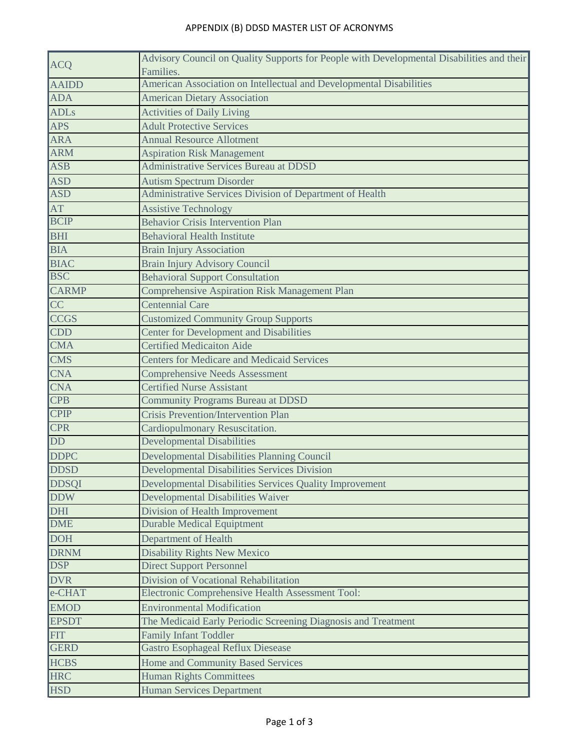# APPENDIX (B) DDSD MASTER LIST OF ACRONYMS

| | |
|---|---|
| ACQ | Advisory Council on Quality Supports for People with Developmental Disabilities and their Families. |
| AAIDD | American Association on Intellectual and Developmental Disabilities |
| ADA | American Dietary Association |
| ADLs | Activities of Daily Living |
| APS | Adult Protective Services |
| ARA | Annual Resource Allotment |
| ARM | Aspiration Risk Management |
| ASB | Administrative Services Bureau at DDSD |
| ASD | Autism Spectrum Disorder |
| ASD | Administrative Services Division of Department of Health |
| AT | Assistive Technology |
| BCIP | Behavior Crisis Intervention Plan |
| BHI | Behavioral Health Institute |
| BIA | Brain Injury Association |
| BIAC | Brain Injury Advisory Council |
| BSC | Behavioral Support Consultation |
| CARMP | Comprehensive Aspiration Risk Management Plan |
| CC | Centennial Care |
| CCGS | Customized Community Group Supports |
| CDD | Center for Development and Disabilities |
| CMA | Certified Medicaiton Aide |
| CMS | Centers for Medicare and Medicaid Services |
| CNA | Comprehensive Needs Assessment |
| CNA | Certified Nurse Assistant |
| CPB | Community Programs Bureau at DDSD |
| CPIP | Crisis Prevention/Intervention Plan |
| CPR | Cardiopulmonary Resuscitation. |
| DD | Developmental Disabilities |
| DDPC | Developmental Disabilities Planning Council |
| DDSD | Developmental Disabilities Services Division |
| DDSQI | Developmental Disabilities Services Quality Improvement |
| DDW | Developmental Disabilities Waiver |
| DHI | Division of Health Improvement |
| DME | Durable Medical Equiptment |
| DOH | Department of Health |
| DRNM | Disability Rights New Mexico |
| DSP | Direct Support Personnel |
| DVR | Division of Vocational Rehabilitation |
| e-CHAT | Electronic Comprehensive Health Assessment Tool: |
| EMOD | Environmental Modification |
| EPSDT | The Medicaid Early Periodic Screening Diagnosis and Treatment |
| FIT | Family Infant Toddler |
| GERD | Gastro Esophageal Reflux Diesease |
| HCBS | Home and Community Based Services |
| HRC | Human Rights Committees |
| HSD | Human Services Department |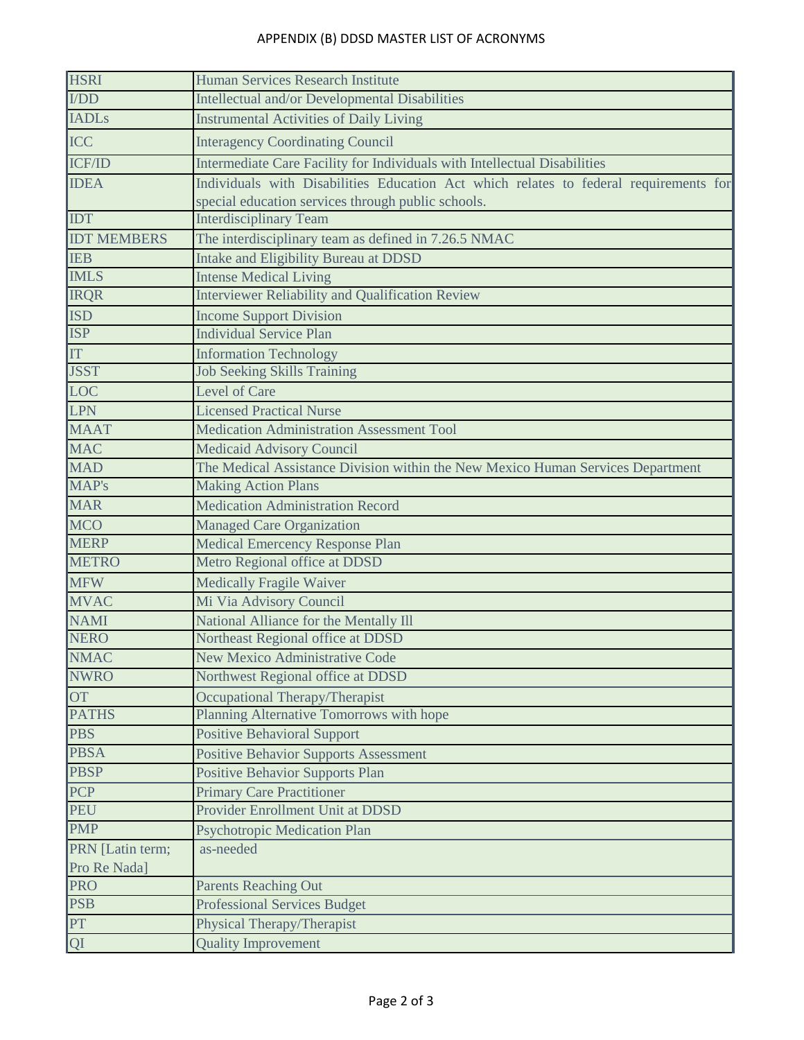## APPENDIX (B) DDSD MASTER LIST OF ACRONYMS

| | |
|---|---|
| HSRI | Human Services Research Institute |
| I/DD | Intellectual and/or Developmental Disabilities |
| IADLs | Instrumental Activities of Daily Living |
| ICC | Interagency Coordinating Council |
| ICF/ID | Intermediate Care Facility for Individuals with Intellectual Disabilities |
| IDEA | Individuals with Disabilities Education Act which relates to federal requirements for special education services through public schools. |
| IDT | Interdisciplinary Team |
| IDT MEMBERS | The interdisciplinary team as defined in 7.26.5 NMAC |
| IEB | Intake and Eligibility Bureau at DDSD |
| IMLS | Intense Medical Living |
| IRQR | Interviewer Reliability and Qualification Review |
| ISD | Income Support Division |
| ISP | Individual Service Plan |
| IT | Information Technology |
| JSST | Job Seeking Skills Training |
| LOC | Level of Care |
| LPN | Licensed Practical Nurse |
| MAAT | Medication Administration Assessment Tool |
| MAC | Medicaid Advisory Council |
| MAD | The Medical Assistance Division within the New Mexico Human Services Department |
| MAP's | Making Action Plans |
| MAR | Medication Administration Record |
| MCO | Managed Care Organization |
| MERP | Medical Emercency Response Plan |
| METRO | Metro Regional office at DDSD |
| MFW | Medically Fragile Waiver |
| MVAC | Mi Via Advisory Council |
| NAMI | National Alliance for the Mentally Ill |
| NERO | Northeast Regional office at DDSD |
| NMAC | New Mexico Administrative Code |
| NWRO | Northwest Regional office at DDSD |
| OT | Occupational Therapy/Therapist |
| PATHS | Planning Alternative Tomorrows with hope |
| PBS | Positive Behavioral Support |
| PBSA | Positive Behavior Supports Assessment |
| PBSP | Positive Behavior Supports Plan |
| PCP | Primary Care Practitioner |
| PEU | Provider Enrollment Unit at DDSD |
| PMP | Psychotropic Medication Plan |
| PRN [Latin term; Pro Re Nada] | as-needed |
| PRO | Parents Reaching Out |
| PSB | Professional Services Budget |
| PT | Physical Therapy/Therapist |
| QI | Quality Improvement |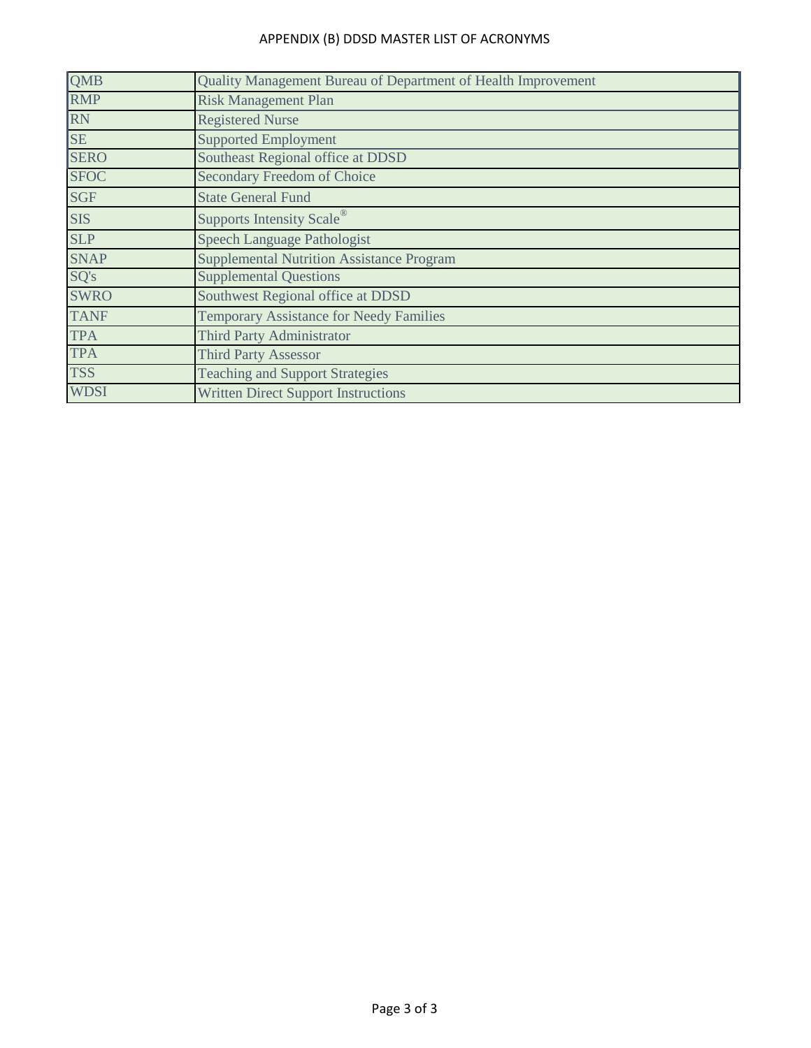| | |
|---|---|
| QMB | Quality Management Bureau of Department of Health Improvement |
| RMP | Risk Management Plan |
| RN | Registered Nurse |
| SE | Supported Employment |
| SERO | Southeast Regional office at DDSD |
| SFOC | Secondary Freedom of Choice |
| SGF | State General Fund |
| SIS | Supports Intensity Scale® |
| SLP | Speech Language Pathologist |
| SNAP | Supplemental Nutrition Assistance Program |
| SQ's | Supplemental Questions |
| SWRO | Southwest Regional office at DDSD |
| TANF | Temporary Assistance for Needy Families |
| TPA | Third Party Administrator |
| TPA | Third Party Assessor |
| TSS | Teaching and Support Strategies |
| WDSI | Written Direct Support Instructions |